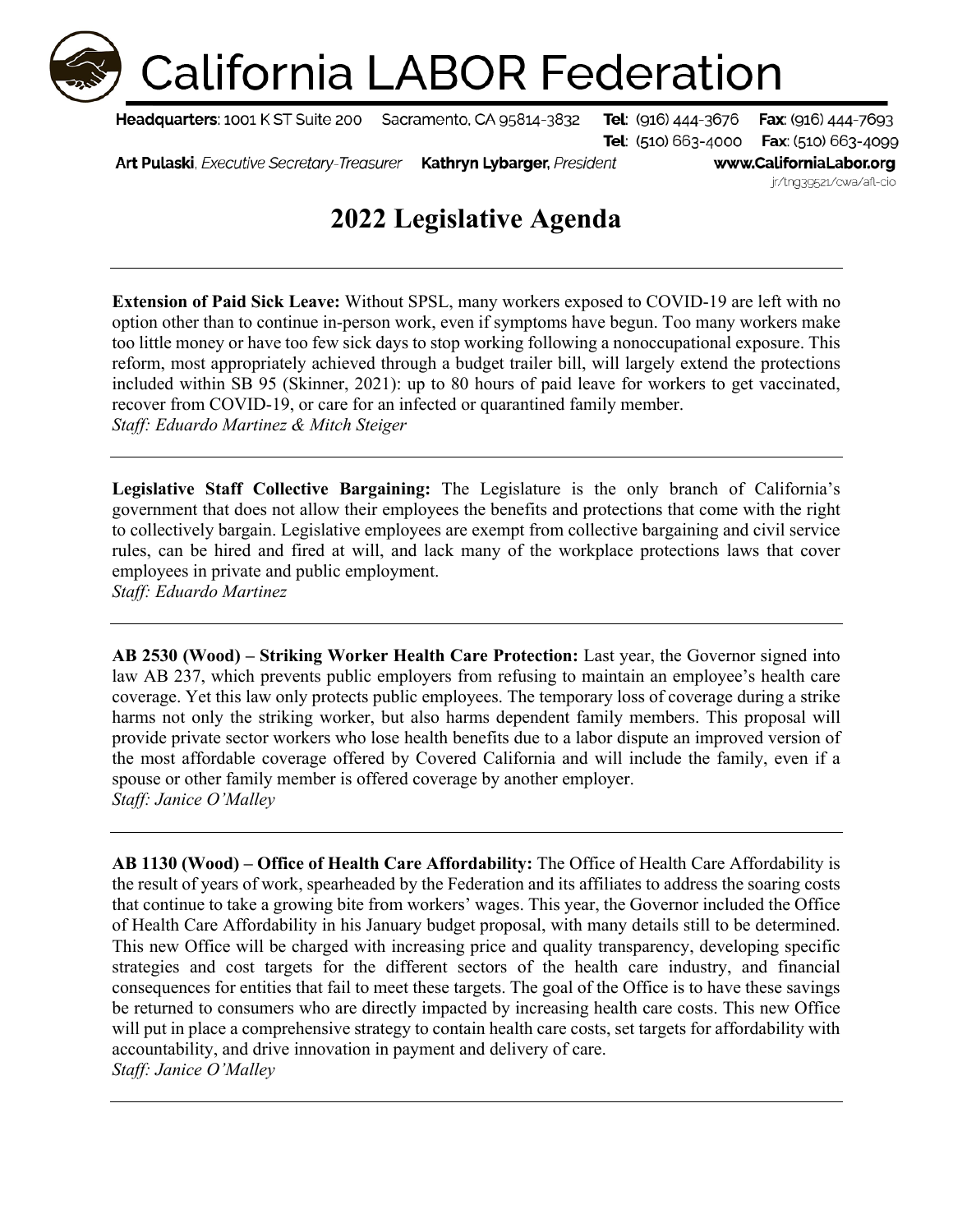# California LABOR Federation

**Headquarters**: 1001 K ST Suite 200 Sacramento, CA 95814-3832 **Tel**: (916) 444-3676 **Fax**: (916) 444-7693

**Tel**: (510) 663-4000 **Fax**: (510) 663-4099

**Art Pulaski**, *Executive Secretary-Treasurer* **Kathryn Lybarger**, *President* **www.CaliforniaLabor.org**

jr/tng39521/cwa/afl-cio

## 2022 Legislative Agenda

---

**Extension of Paid Sick Leave:** Without SPSL, many workers exposed to COVID-19 are left with no option other than to continue in-person work, even if symptoms have begun. Too many workers make too little money or have too few sick days to stop working following a nonoccupational exposure. This reform, most appropriately achieved through a budget trailer bill, will largely extend the protections included within SB 95 (Skinner, 2021): up to 80 hours of paid leave for workers to get vaccinated, recover from COVID-19, or care for an infected or quarantined family member.
*Staff: Eduardo Martinez & Mitch Steiger*

---

**Legislative Staff Collective Bargaining:** The Legislature is the only branch of California's government that does not allow their employees the benefits and protections that come with the right to collectively bargain. Legislative employees are exempt from collective bargaining and civil service rules, can be hired and fired at will, and lack many of the workplace protections laws that cover employees in private and public employment.
*Staff: Eduardo Martinez*

---

**AB 2530 (Wood) – Striking Worker Health Care Protection:** Last year, the Governor signed into law AB 237, which prevents public employers from refusing to maintain an employee's health care coverage. Yet this law only protects public employees. The temporary loss of coverage during a strike harms not only the striking worker, but also harms dependent family members. This proposal will provide private sector workers who lose health benefits due to a labor dispute an improved version of the most affordable coverage offered by Covered California and will include the family, even if a spouse or other family member is offered coverage by another employer.
*Staff: Janice O'Malley*

---

**AB 1130 (Wood) – Office of Health Care Affordability:** The Office of Health Care Affordability is the result of years of work, spearheaded by the Federation and its affiliates to address the soaring costs that continue to take a growing bite from workers' wages. This year, the Governor included the Office of Health Care Affordability in his January budget proposal, with many details still to be determined. This new Office will be charged with increasing price and quality transparency, developing specific strategies and cost targets for the different sectors of the health care industry, and financial consequences for entities that fail to meet these targets. The goal of the Office is to have these savings be returned to consumers who are directly impacted by increasing health care costs. This new Office will put in place a comprehensive strategy to contain health care costs, set targets for affordability with accountability, and drive innovation in payment and delivery of care.
*Staff: Janice O'Malley*

---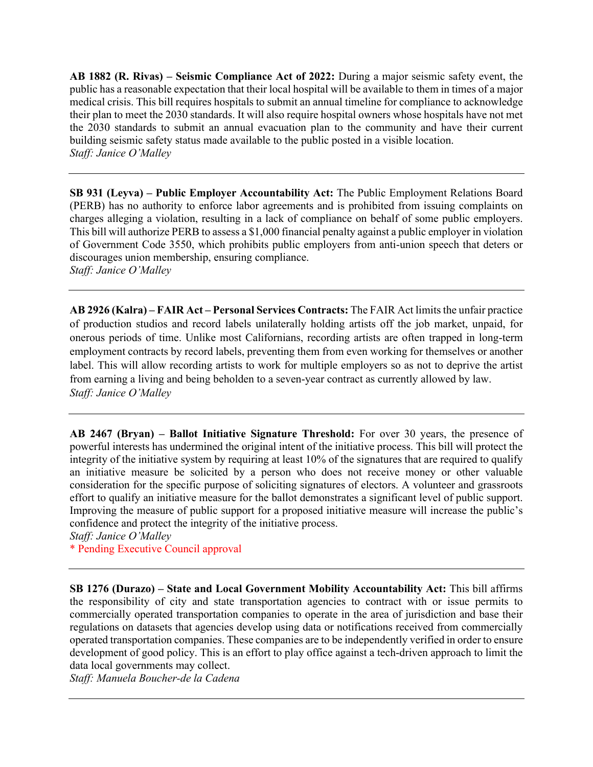**AB 1882 (R. Rivas) – Seismic Compliance Act of 2022:** During a major seismic safety event, the public has a reasonable expectation that their local hospital will be available to them in times of a major medical crisis. This bill requires hospitals to submit an annual timeline for compliance to acknowledge their plan to meet the 2030 standards. It will also require hospital owners whose hospitals have not met the 2030 standards to submit an annual evacuation plan to the community and have their current building seismic safety status made available to the public posted in a visible location.
*Staff: Janice O'Malley*

---

**SB 931 (Leyva) – Public Employer Accountability Act:** The Public Employment Relations Board (PERB) has no authority to enforce labor agreements and is prohibited from issuing complaints on charges alleging a violation, resulting in a lack of compliance on behalf of some public employers. This bill will authorize PERB to assess a $1,000 financial penalty against a public employer in violation of Government Code 3550, which prohibits public employers from anti-union speech that deters or discourages union membership, ensuring compliance.
*Staff: Janice O'Malley*

---

**AB 2926 (Kalra) – FAIR Act – Personal Services Contracts:** The FAIR Act limits the unfair practice of production studios and record labels unilaterally holding artists off the job market, unpaid, for onerous periods of time. Unlike most Californians, recording artists are often trapped in long-term employment contracts by record labels, preventing them from even working for themselves or another label. This will allow recording artists to work for multiple employers so as not to deprive the artist from earning a living and being beholden to a seven-year contract as currently allowed by law.
*Staff: Janice O'Malley*

---

**AB 2467 (Bryan) – Ballot Initiative Signature Threshold:** For over 30 years, the presence of powerful interests has undermined the original intent of the initiative process. This bill will protect the integrity of the initiative system by requiring at least 10% of the signatures that are required to qualify an initiative measure be solicited by a person who does not receive money or other valuable consideration for the specific purpose of soliciting signatures of electors. A volunteer and grassroots effort to qualify an initiative measure for the ballot demonstrates a significant level of public support. Improving the measure of public support for a proposed initiative measure will increase the public's confidence and protect the integrity of the initiative process.
*Staff: Janice O'Malley*
* Pending Executive Council approval

---

**SB 1276 (Durazo) – State and Local Government Mobility Accountability Act:** This bill affirms the responsibility of city and state transportation agencies to contract with or issue permits to commercially operated transportation companies to operate in the area of jurisdiction and base their regulations on datasets that agencies develop using data or notifications received from commercially operated transportation companies. These companies are to be independently verified in order to ensure development of good policy. This is an effort to play office against a tech-driven approach to limit the data local governments may collect.
*Staff: Manuela Boucher-de la Cadena*

---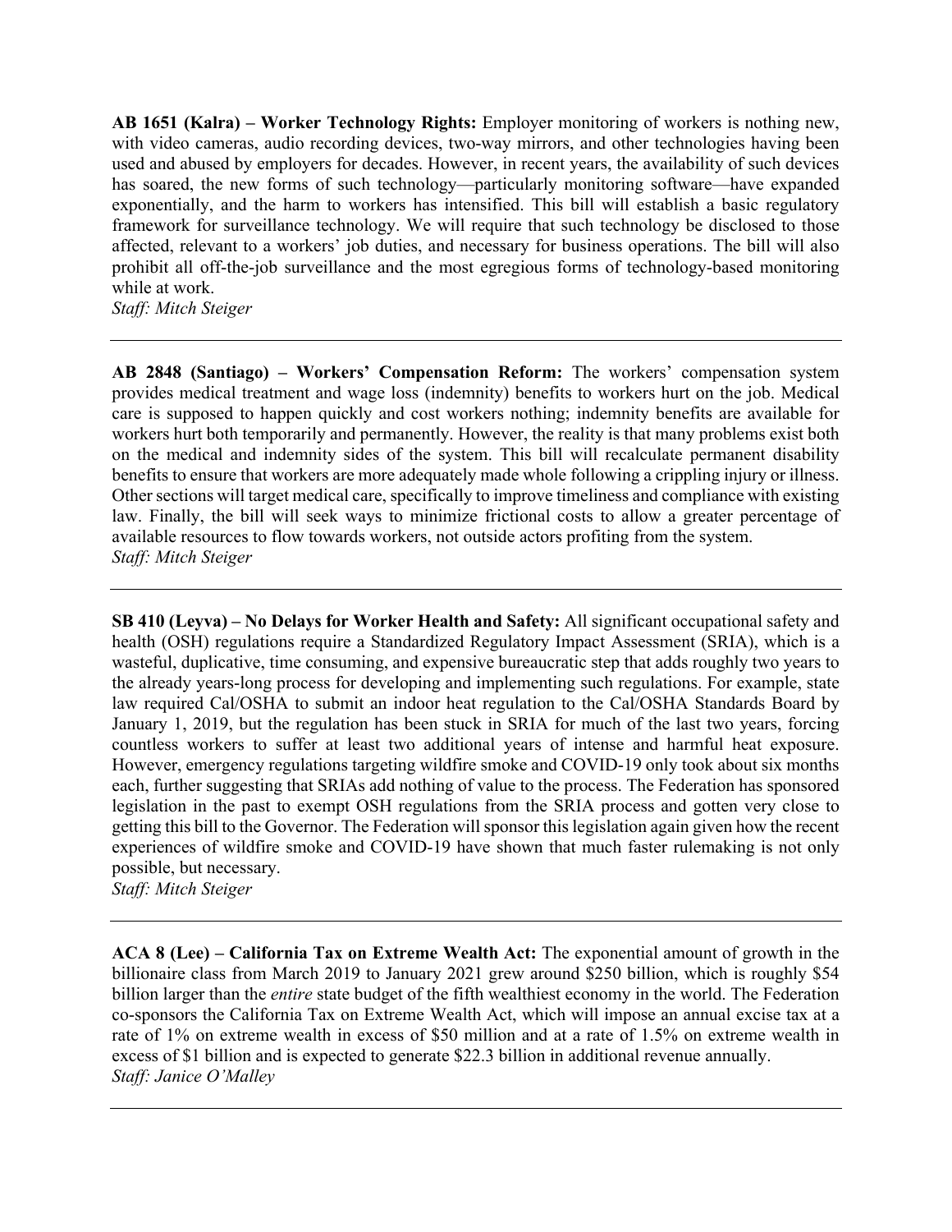**AB 1651 (Kalra) – Worker Technology Rights:** Employer monitoring of workers is nothing new, with video cameras, audio recording devices, two-way mirrors, and other technologies having been used and abused by employers for decades. However, in recent years, the availability of such devices has soared, the new forms of such technology—particularly monitoring software—have expanded exponentially, and the harm to workers has intensified. This bill will establish a basic regulatory framework for surveillance technology. We will require that such technology be disclosed to those affected, relevant to a workers' job duties, and necessary for business operations. The bill will also prohibit all off-the-job surveillance and the most egregious forms of technology-based monitoring while at work.
*Staff: Mitch Steiger*

---

**AB 2848 (Santiago) – Workers' Compensation Reform:** The workers' compensation system provides medical treatment and wage loss (indemnity) benefits to workers hurt on the job. Medical care is supposed to happen quickly and cost workers nothing; indemnity benefits are available for workers hurt both temporarily and permanently. However, the reality is that many problems exist both on the medical and indemnity sides of the system. This bill will recalculate permanent disability benefits to ensure that workers are more adequately made whole following a crippling injury or illness. Other sections will target medical care, specifically to improve timeliness and compliance with existing law. Finally, the bill will seek ways to minimize frictional costs to allow a greater percentage of available resources to flow towards workers, not outside actors profiting from the system.
*Staff: Mitch Steiger*

---

**SB 410 (Leyva) – No Delays for Worker Health and Safety:** All significant occupational safety and health (OSH) regulations require a Standardized Regulatory Impact Assessment (SRIA), which is a wasteful, duplicative, time consuming, and expensive bureaucratic step that adds roughly two years to the already years-long process for developing and implementing such regulations. For example, state law required Cal/OSHA to submit an indoor heat regulation to the Cal/OSHA Standards Board by January 1, 2019, but the regulation has been stuck in SRIA for much of the last two years, forcing countless workers to suffer at least two additional years of intense and harmful heat exposure. However, emergency regulations targeting wildfire smoke and COVID-19 only took about six months each, further suggesting that SRIAs add nothing of value to the process. The Federation has sponsored legislation in the past to exempt OSH regulations from the SRIA process and gotten very close to getting this bill to the Governor. The Federation will sponsor this legislation again given how the recent experiences of wildfire smoke and COVID-19 have shown that much faster rulemaking is not only possible, but necessary.
*Staff: Mitch Steiger*

---

**ACA 8 (Lee) – California Tax on Extreme Wealth Act:** The exponential amount of growth in the billionaire class from March 2019 to January 2021 grew around $250 billion, which is roughly $54 billion larger than the *entire* state budget of the fifth wealthiest economy in the world. The Federation co-sponsors the California Tax on Extreme Wealth Act, which will impose an annual excise tax at a rate of 1% on extreme wealth in excess of $50 million and at a rate of 1.5% on extreme wealth in excess of $1 billion and is expected to generate $22.3 billion in additional revenue annually.
*Staff: Janice O'Malley*

---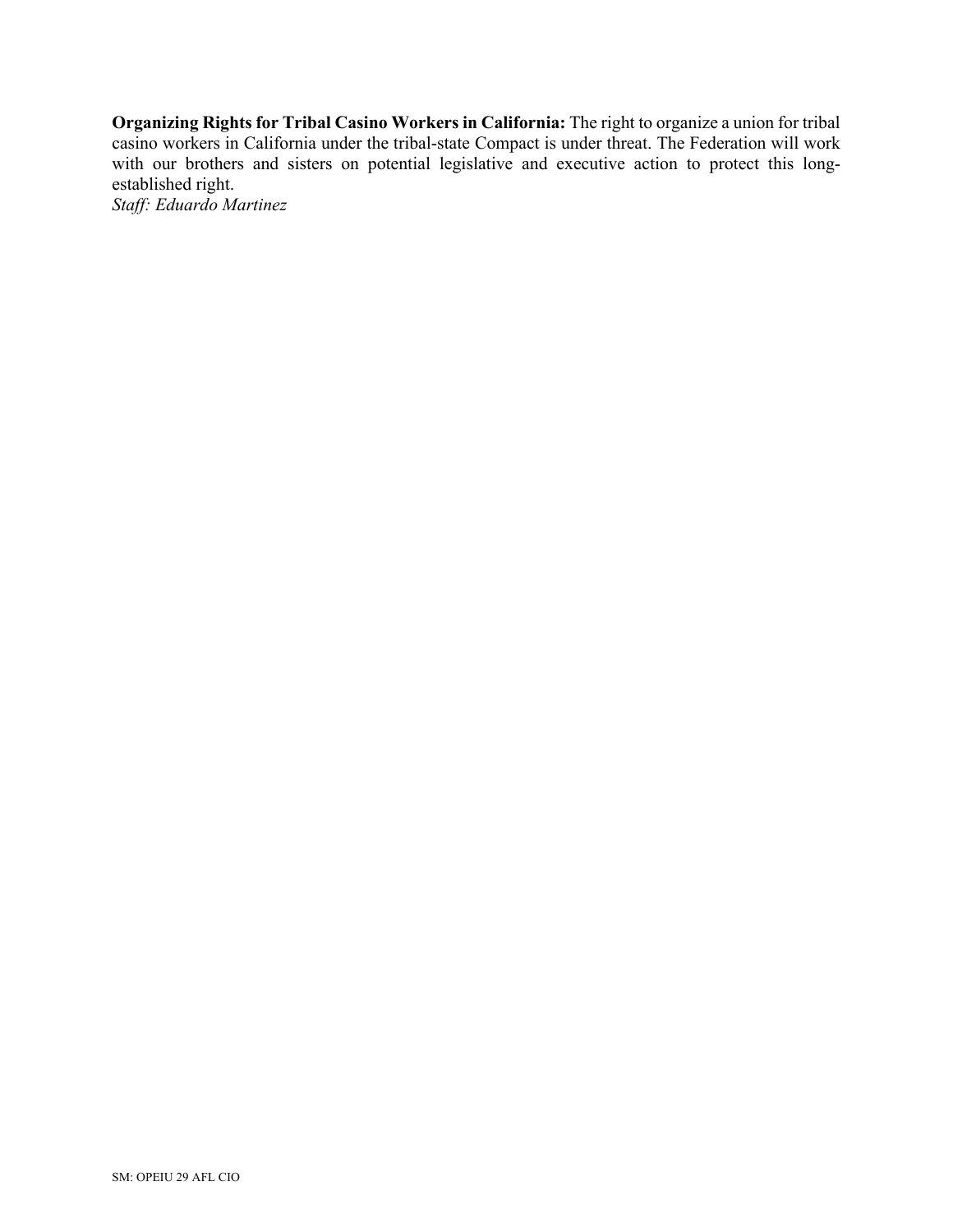**Organizing Rights for Tribal Casino Workers in California:** The right to organize a union for tribal casino workers in California under the tribal-state Compact is under threat. The Federation will work with our brothers and sisters on potential legislative and executive action to protect this long-established right.
*Staff: Eduardo Martinez*

SM: OPEIU 29 AFL CIO